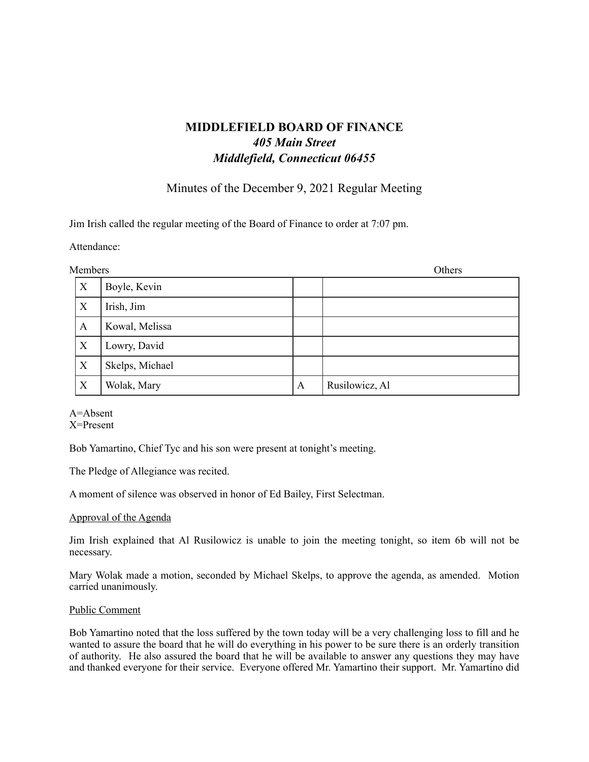# MIDDLEFIELD BOARD OF FINANCE

***405 Main Street***
***Middlefield, Connecticut 06455***

## Minutes of the December 9, 2021 Regular Meeting

Jim Irish called the regular meeting of the Board of Finance to order at 7:07 pm.

Attendance:

Members | Others

| | | | |
|---|---|---|---|
| X | Boyle, Kevin | | |
| X | Irish, Jim | | |
| A | Kowal, Melissa | | |
| X | Lowry, David | | |
| X | Skelps, Michael | | |
| X | Wolak, Mary | A | Rusilowicz, Al |

A=Absent
X=Present

Bob Yamartino, Chief Tyc and his son were present at tonight's meeting.

The Pledge of Allegiance was recited.

A moment of silence was observed in honor of Ed Bailey, First Selectman.

Approval of the Agenda

Jim Irish explained that Al Rusilowicz is unable to join the meeting tonight, so item 6b will not be necessary.

Mary Wolak made a motion, seconded by Michael Skelps, to approve the agenda, as amended. Motion carried unanimously.

Public Comment

Bob Yamartino noted that the loss suffered by the town today will be a very challenging loss to fill and he wanted to assure the board that he will do everything in his power to be sure there is an orderly transition of authority. He also assured the board that he will be available to answer any questions they may have and thanked everyone for their service. Everyone offered Mr. Yamartino their support. Mr. Yamartino did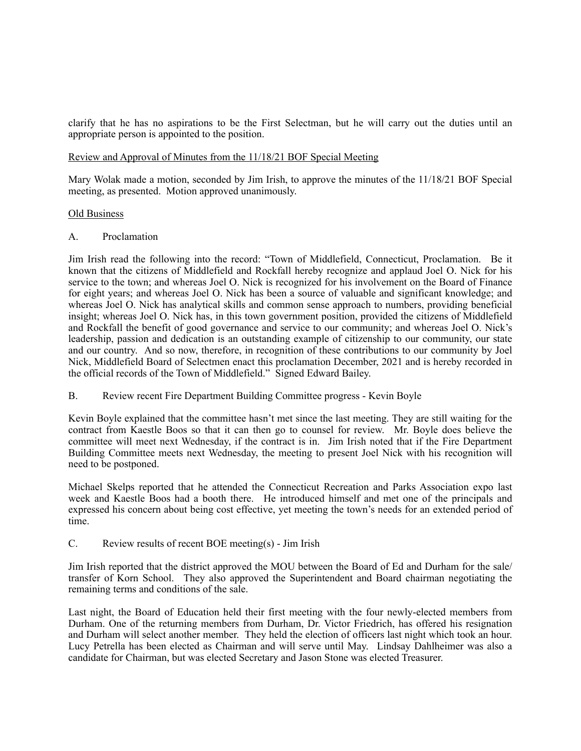clarify that he has no aspirations to be the First Selectman, but he will carry out the duties until an appropriate person is appointed to the position.

Review and Approval of Minutes from the 11/18/21 BOF Special Meeting

Mary Wolak made a motion, seconded by Jim Irish, to approve the minutes of the 11/18/21 BOF Special meeting, as presented. Motion approved unanimously.

Old Business

A. Proclamation

Jim Irish read the following into the record: "Town of Middlefield, Connecticut, Proclamation. Be it known that the citizens of Middlefield and Rockfall hereby recognize and applaud Joel O. Nick for his service to the town; and whereas Joel O. Nick is recognized for his involvement on the Board of Finance for eight years; and whereas Joel O. Nick has been a source of valuable and significant knowledge; and whereas Joel O. Nick has analytical skills and common sense approach to numbers, providing beneficial insight; whereas Joel O. Nick has, in this town government position, provided the citizens of Middlefield and Rockfall the benefit of good governance and service to our community; and whereas Joel O. Nick's leadership, passion and dedication is an outstanding example of citizenship to our community, our state and our country. And so now, therefore, in recognition of these contributions to our community by Joel Nick, Middlefield Board of Selectmen enact this proclamation December, 2021 and is hereby recorded in the official records of the Town of Middlefield." Signed Edward Bailey.

B. Review recent Fire Department Building Committee progress - Kevin Boyle

Kevin Boyle explained that the committee hasn't met since the last meeting. They are still waiting for the contract from Kaestle Boos so that it can then go to counsel for review. Mr. Boyle does believe the committee will meet next Wednesday, if the contract is in. Jim Irish noted that if the Fire Department Building Committee meets next Wednesday, the meeting to present Joel Nick with his recognition will need to be postponed.

Michael Skelps reported that he attended the Connecticut Recreation and Parks Association expo last week and Kaestle Boos had a booth there. He introduced himself and met one of the principals and expressed his concern about being cost effective, yet meeting the town's needs for an extended period of time.

C. Review results of recent BOE meeting(s) - Jim Irish

Jim Irish reported that the district approved the MOU between the Board of Ed and Durham for the sale/transfer of Korn School. They also approved the Superintendent and Board chairman negotiating the remaining terms and conditions of the sale.

Last night, the Board of Education held their first meeting with the four newly-elected members from Durham. One of the returning members from Durham, Dr. Victor Friedrich, has offered his resignation and Durham will select another member. They held the election of officers last night which took an hour. Lucy Petrella has been elected as Chairman and will serve until May. Lindsay Dahlheimer was also a candidate for Chairman, but was elected Secretary and Jason Stone was elected Treasurer.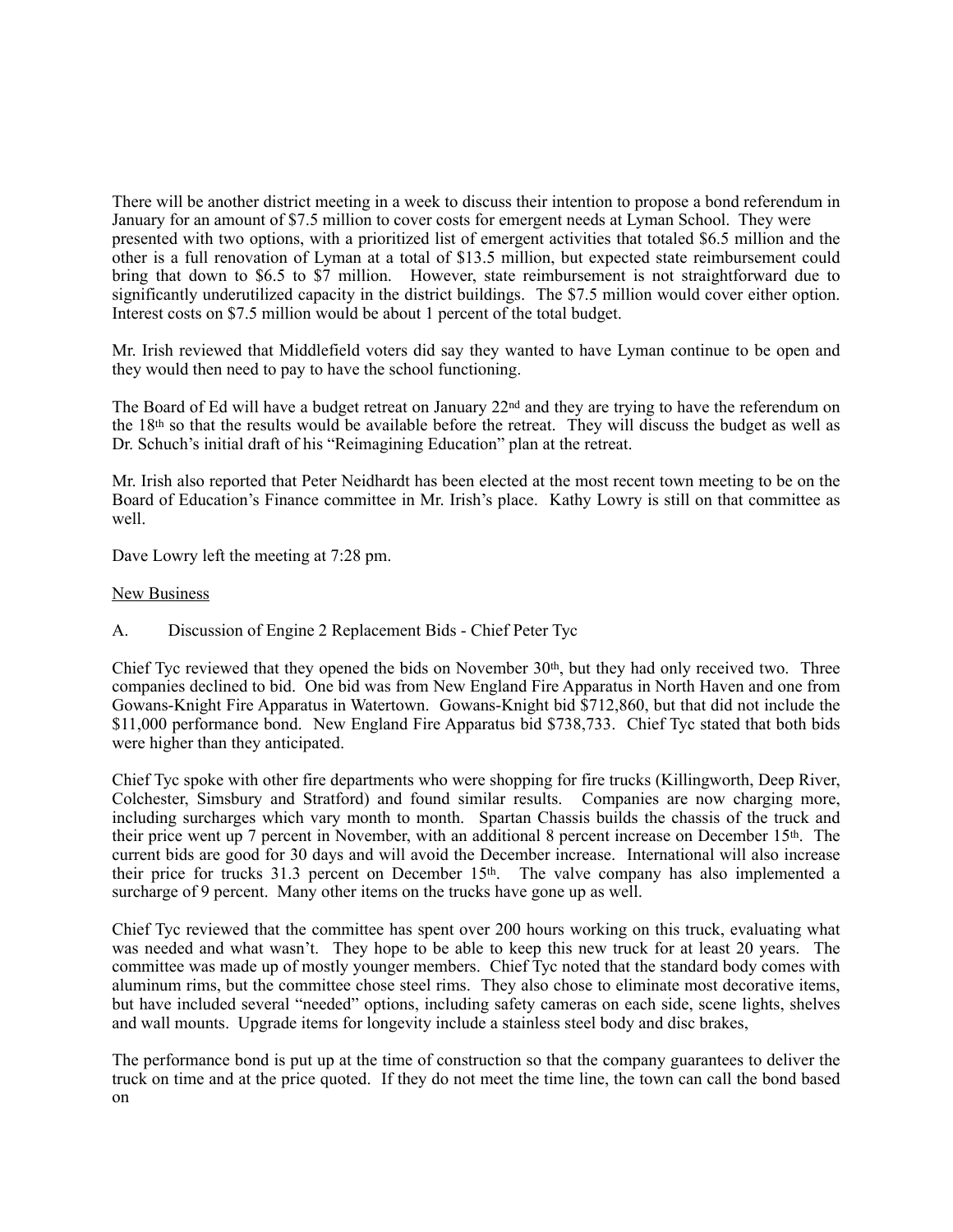There will be another district meeting in a week to discuss their intention to propose a bond referendum in January for an amount of $7.5 million to cover costs for emergent needs at Lyman School. They were presented with two options, with a prioritized list of emergent activities that totaled $6.5 million and the other is a full renovation of Lyman at a total of $13.5 million, but expected state reimbursement could bring that down to $6.5 to $7 million. However, state reimbursement is not straightforward due to significantly underutilized capacity in the district buildings. The $7.5 million would cover either option. Interest costs on $7.5 million would be about 1 percent of the total budget.

Mr. Irish reviewed that Middlefield voters did say they wanted to have Lyman continue to be open and they would then need to pay to have the school functioning.

The Board of Ed will have a budget retreat on January 22nd and they are trying to have the referendum on the 18th so that the results would be available before the retreat. They will discuss the budget as well as Dr. Schuch's initial draft of his "Reimagining Education" plan at the retreat.

Mr. Irish also reported that Peter Neidhardt has been elected at the most recent town meeting to be on the Board of Education's Finance committee in Mr. Irish's place. Kathy Lowry is still on that committee as well.

Dave Lowry left the meeting at 7:28 pm.

New Business

A. Discussion of Engine 2 Replacement Bids - Chief Peter Tyc

Chief Tyc reviewed that they opened the bids on November 30th, but they had only received two. Three companies declined to bid. One bid was from New England Fire Apparatus in North Haven and one from Gowans-Knight Fire Apparatus in Watertown. Gowans-Knight bid $712,860, but that did not include the $11,000 performance bond. New England Fire Apparatus bid $738,733. Chief Tyc stated that both bids were higher than they anticipated.

Chief Tyc spoke with other fire departments who were shopping for fire trucks (Killingworth, Deep River, Colchester, Simsbury and Stratford) and found similar results. Companies are now charging more, including surcharges which vary month to month. Spartan Chassis builds the chassis of the truck and their price went up 7 percent in November, with an additional 8 percent increase on December 15th. The current bids are good for 30 days and will avoid the December increase. International will also increase their price for trucks 31.3 percent on December 15th. The valve company has also implemented a surcharge of 9 percent. Many other items on the trucks have gone up as well.

Chief Tyc reviewed that the committee has spent over 200 hours working on this truck, evaluating what was needed and what wasn't. They hope to be able to keep this new truck for at least 20 years. The committee was made up of mostly younger members. Chief Tyc noted that the standard body comes with aluminum rims, but the committee chose steel rims. They also chose to eliminate most decorative items, but have included several "needed" options, including safety cameras on each side, scene lights, shelves and wall mounts. Upgrade items for longevity include a stainless steel body and disc brakes,

The performance bond is put up at the time of construction so that the company guarantees to deliver the truck on time and at the price quoted. If they do not meet the time line, the town can call the bond based on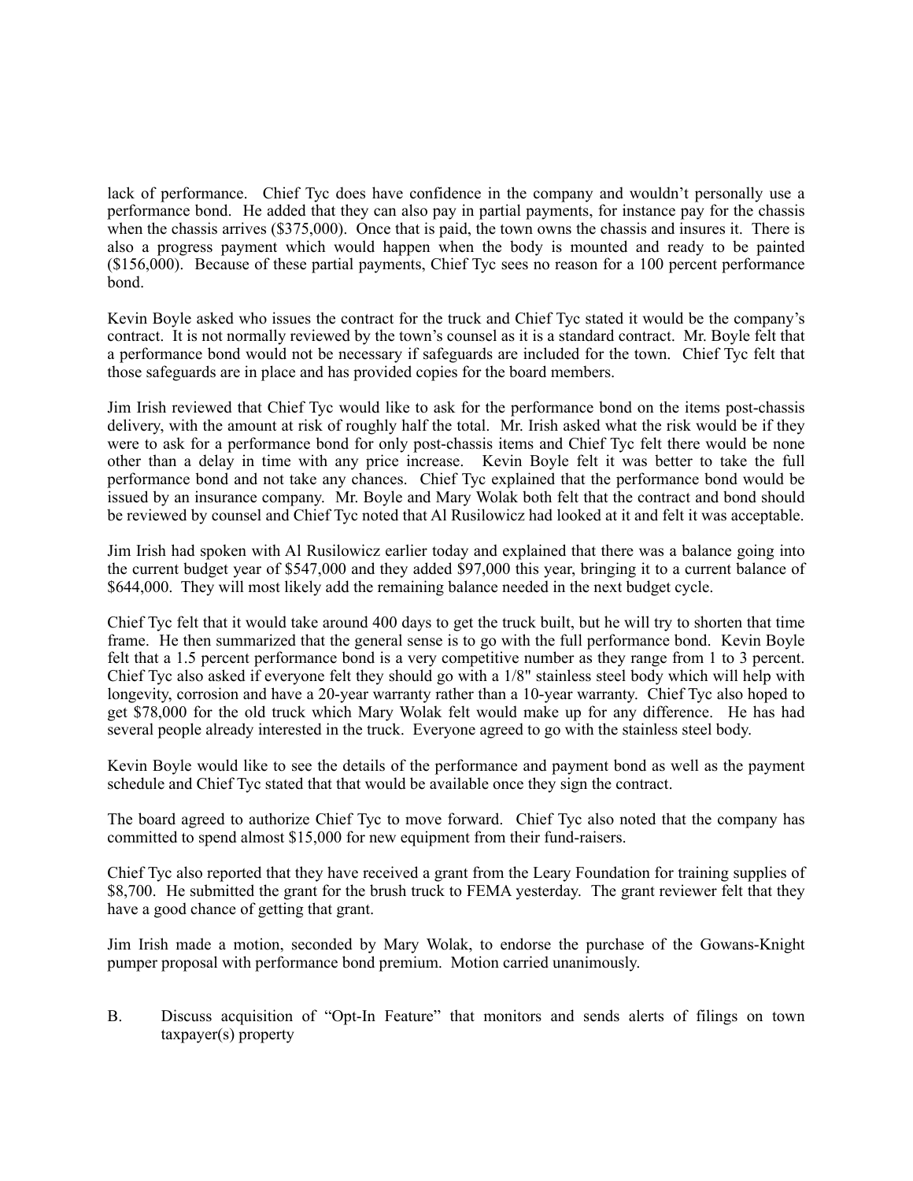lack of performance. Chief Tyc does have confidence in the company and wouldn't personally use a performance bond. He added that they can also pay in partial payments, for instance pay for the chassis when the chassis arrives ($375,000). Once that is paid, the town owns the chassis and insures it. There is also a progress payment which would happen when the body is mounted and ready to be painted ($156,000). Because of these partial payments, Chief Tyc sees no reason for a 100 percent performance bond.

Kevin Boyle asked who issues the contract for the truck and Chief Tyc stated it would be the company's contract. It is not normally reviewed by the town's counsel as it is a standard contract. Mr. Boyle felt that a performance bond would not be necessary if safeguards are included for the town. Chief Tyc felt that those safeguards are in place and has provided copies for the board members.

Jim Irish reviewed that Chief Tyc would like to ask for the performance bond on the items post-chassis delivery, with the amount at risk of roughly half the total. Mr. Irish asked what the risk would be if they were to ask for a performance bond for only post-chassis items and Chief Tyc felt there would be none other than a delay in time with any price increase. Kevin Boyle felt it was better to take the full performance bond and not take any chances. Chief Tyc explained that the performance bond would be issued by an insurance company. Mr. Boyle and Mary Wolak both felt that the contract and bond should be reviewed by counsel and Chief Tyc noted that Al Rusilowicz had looked at it and felt it was acceptable.

Jim Irish had spoken with Al Rusilowicz earlier today and explained that there was a balance going into the current budget year of $547,000 and they added $97,000 this year, bringing it to a current balance of $644,000. They will most likely add the remaining balance needed in the next budget cycle.

Chief Tyc felt that it would take around 400 days to get the truck built, but he will try to shorten that time frame. He then summarized that the general sense is to go with the full performance bond. Kevin Boyle felt that a 1.5 percent performance bond is a very competitive number as they range from 1 to 3 percent. Chief Tyc also asked if everyone felt they should go with a 1/8" stainless steel body which will help with longevity, corrosion and have a 20-year warranty rather than a 10-year warranty. Chief Tyc also hoped to get $78,000 for the old truck which Mary Wolak felt would make up for any difference. He has had several people already interested in the truck. Everyone agreed to go with the stainless steel body.

Kevin Boyle would like to see the details of the performance and payment bond as well as the payment schedule and Chief Tyc stated that that would be available once they sign the contract.

The board agreed to authorize Chief Tyc to move forward. Chief Tyc also noted that the company has committed to spend almost $15,000 for new equipment from their fund-raisers.

Chief Tyc also reported that they have received a grant from the Leary Foundation for training supplies of $8,700. He submitted the grant for the brush truck to FEMA yesterday. The grant reviewer felt that they have a good chance of getting that grant.

Jim Irish made a motion, seconded by Mary Wolak, to endorse the purchase of the Gowans-Knight pumper proposal with performance bond premium. Motion carried unanimously.

B. Discuss acquisition of "Opt-In Feature" that monitors and sends alerts of filings on town taxpayer(s) property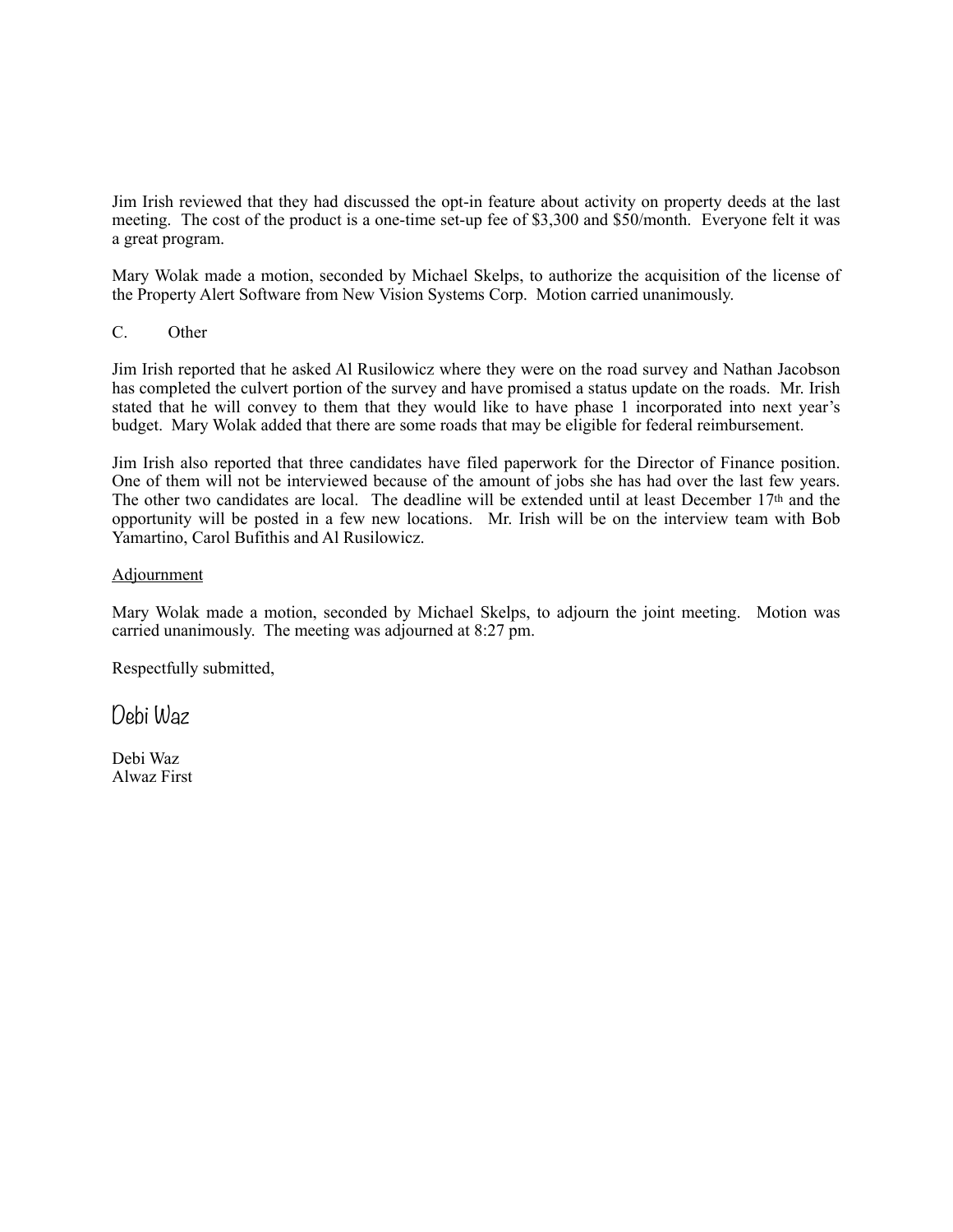Jim Irish reviewed that they had discussed the opt-in feature about activity on property deeds at the last meeting. The cost of the product is a one-time set-up fee of $3,300 and $50/month. Everyone felt it was a great program.

Mary Wolak made a motion, seconded by Michael Skelps, to authorize the acquisition of the license of the Property Alert Software from New Vision Systems Corp. Motion carried unanimously.

C. Other

Jim Irish reported that he asked Al Rusilowicz where they were on the road survey and Nathan Jacobson has completed the culvert portion of the survey and have promised a status update on the roads. Mr. Irish stated that he will convey to them that they would like to have phase 1 incorporated into next year's budget. Mary Wolak added that there are some roads that may be eligible for federal reimbursement.

Jim Irish also reported that three candidates have filed paperwork for the Director of Finance position. One of them will not be interviewed because of the amount of jobs she has had over the last few years. The other two candidates are local. The deadline will be extended until at least December 17th and the opportunity will be posted in a few new locations. Mr. Irish will be on the interview team with Bob Yamartino, Carol Bufithis and Al Rusilowicz.

<u>Adjournment</u>

Mary Wolak made a motion, seconded by Michael Skelps, to adjourn the joint meeting. Motion was carried unanimously. The meeting was adjourned at 8:27 pm.

Respectfully submitted,

Debi Waz

Debi Waz
Alwaz First